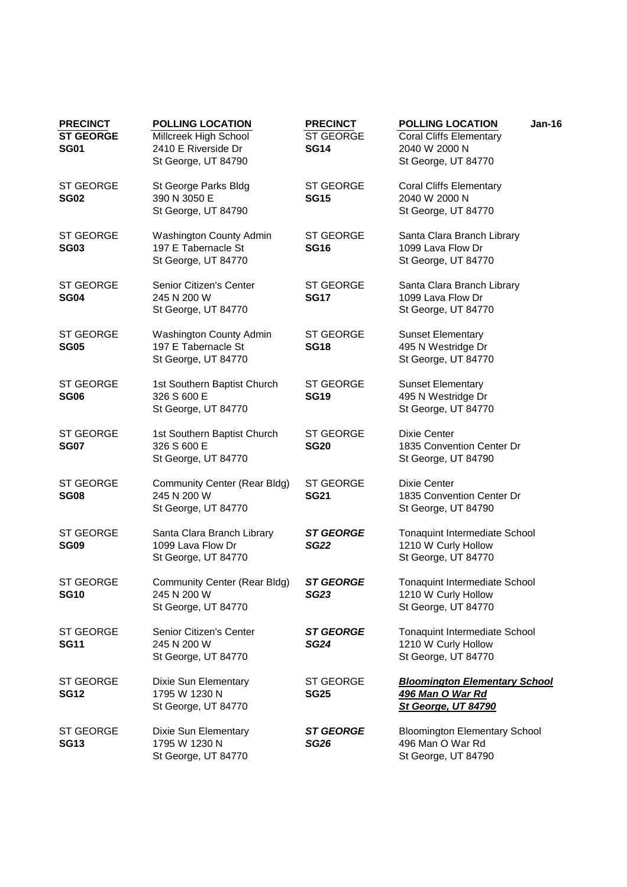Jan-16

| PRECINCT | POLLING LOCATION | PRECINCT | POLLING LOCATION |
|---|---|---|---|
| **ST GEORGE SG01** | Millcreek High School<br>2410 E Riverside Dr<br>St George, UT 84790 | ST GEORGE **SG14** | Coral Cliffs Elementary<br>2040 W 2000 N<br>St George, UT 84770 |
| ST GEORGE **SG02** | St George Parks Bldg<br>390 N 3050 E<br>St George, UT 84790 | ST GEORGE **SG15** | Coral Cliffs Elementary<br>2040 W 2000 N<br>St George, UT 84770 |
| ST GEORGE **SG03** | Washington County Admin<br>197 E Tabernacle St<br>St George, UT 84770 | ST GEORGE **SG16** | Santa Clara Branch Library<br>1099 Lava Flow Dr<br>St George, UT 84770 |
| ST GEORGE **SG04** | Senior Citizen's Center<br>245 N 200 W<br>St George, UT 84770 | ST GEORGE **SG17** | Santa Clara Branch Library<br>1099 Lava Flow Dr<br>St George, UT 84770 |
| ST GEORGE **SG05** | Washington County Admin<br>197 E Tabernacle St<br>St George, UT 84770 | ST GEORGE **SG18** | Sunset Elementary<br>495 N Westridge Dr<br>St George, UT 84770 |
| ST GEORGE **SG06** | 1st Southern Baptist Church<br>326 S 600 E<br>St George, UT 84770 | ST GEORGE **SG19** | Sunset Elementary<br>495 N Westridge Dr<br>St George, UT 84770 |
| ST GEORGE **SG07** | 1st Southern Baptist Church<br>326 S 600 E<br>St George, UT 84770 | ST GEORGE **SG20** | Dixie Center<br>1835 Convention Center Dr<br>St George, UT 84790 |
| ST GEORGE **SG08** | Community Center (Rear Bldg)<br>245 N 200 W<br>St George, UT 84770 | ST GEORGE **SG21** | Dixie Center<br>1835 Convention Center Dr<br>St George, UT 84790 |
| ST GEORGE **SG09** | Santa Clara Branch Library<br>1099 Lava Flow Dr<br>St George, UT 84770 | ***ST GEORGE SG22*** | Tonaquint Intermediate School<br>1210 W Curly Hollow<br>St George, UT 84770 |
| ST GEORGE **SG10** | Community Center (Rear Bldg)<br>245 N 200 W<br>St George, UT 84770 | ***ST GEORGE SG23*** | Tonaquint Intermediate School<br>1210 W Curly Hollow<br>St George, UT 84770 |
| ST GEORGE **SG11** | Senior Citizen's Center<br>245 N 200 W<br>St George, UT 84770 | ***ST GEORGE SG24*** | Tonaquint Intermediate School<br>1210 W Curly Hollow<br>St George, UT 84770 |
| ST GEORGE **SG12** | Dixie Sun Elementary<br>1795 W 1230 N<br>St George, UT 84770 | ST GEORGE **SG25** | ***Bloomington Elementary School***<br>***496 Man O War Rd***<br>***St George, UT 84790*** |
| ST GEORGE **SG13** | Dixie Sun Elementary<br>1795 W 1230 N<br>St George, UT 84770 | ***ST GEORGE SG26*** | Bloomington Elementary School<br>496 Man O War Rd<br>St George, UT 84790 |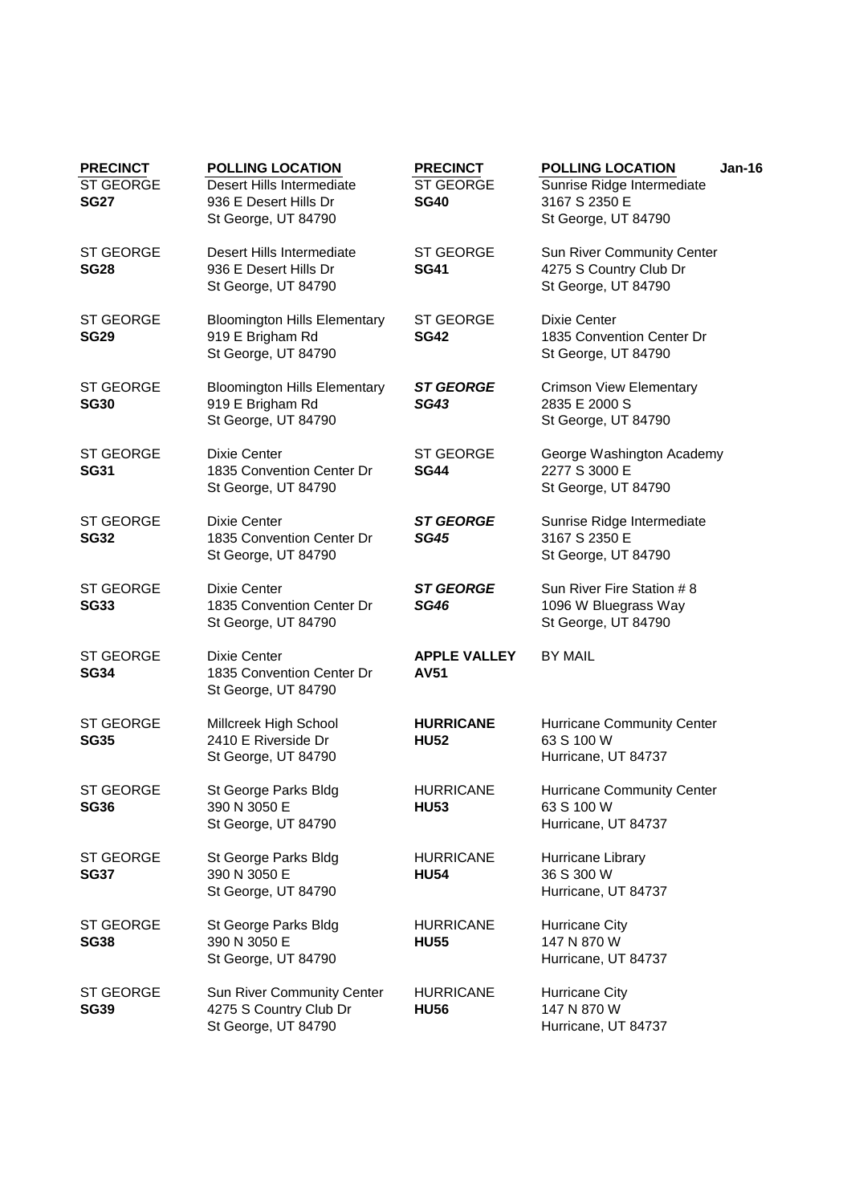| PRECINCT | POLLING LOCATION | PRECINCT | POLLING LOCATION Jan-16 |
|---|---|---|---|
| ST GEORGE **SG27** | Desert Hills Intermediate 936 E Desert Hills Dr St George, UT 84790 | ST GEORGE **SG40** | Sunrise Ridge Intermediate 3167 S 2350 E St George, UT 84790 |
| ST GEORGE **SG28** | Desert Hills Intermediate 936 E Desert Hills Dr St George, UT 84790 | ST GEORGE **SG41** | Sun River Community Center 4275 S Country Club Dr St George, UT 84790 |
| ST GEORGE **SG29** | Bloomington Hills Elementary 919 E Brigham Rd St George, UT 84790 | ST GEORGE **SG42** | Dixie Center 1835 Convention Center Dr St George, UT 84790 |
| ST GEORGE **SG30** | Bloomington Hills Elementary 919 E Brigham Rd St George, UT 84790 | ***ST GEORGE SG43*** | Crimson View Elementary 2835 E 2000 S St George, UT 84790 |
| ST GEORGE **SG31** | Dixie Center 1835 Convention Center Dr St George, UT 84790 | ST GEORGE **SG44** | George Washington Academy 2277 S 3000 E St George, UT 84790 |
| ST GEORGE **SG32** | Dixie Center 1835 Convention Center Dr St George, UT 84790 | ***ST GEORGE SG45*** | Sunrise Ridge Intermediate 3167 S 2350 E St George, UT 84790 |
| ST GEORGE **SG33** | Dixie Center 1835 Convention Center Dr St George, UT 84790 | ***ST GEORGE SG46*** | Sun River Fire Station # 8 1096 W Bluegrass Way St George, UT 84790 |
| ST GEORGE **SG34** | Dixie Center 1835 Convention Center Dr St George, UT 84790 | **APPLE VALLEY AV51** | BY MAIL |
| ST GEORGE **SG35** | Millcreek High School 2410 E Riverside Dr St George, UT 84790 | **HURRICANE HU52** | Hurricane Community Center 63 S 100 W Hurricane, UT 84737 |
| ST GEORGE **SG36** | St George Parks Bldg 390 N 3050 E St George, UT 84790 | HURRICANE **HU53** | Hurricane Community Center 63 S 100 W Hurricane, UT 84737 |
| ST GEORGE **SG37** | St George Parks Bldg 390 N 3050 E St George, UT 84790 | HURRICANE **HU54** | Hurricane Library 36 S 300 W Hurricane, UT 84737 |
| ST GEORGE **SG38** | St George Parks Bldg 390 N 3050 E St George, UT 84790 | HURRICANE **HU55** | Hurricane City 147 N 870 W Hurricane, UT 84737 |
| ST GEORGE **SG39** | Sun River Community Center 4275 S Country Club Dr St George, UT 84790 | HURRICANE **HU56** | Hurricane City 147 N 870 W Hurricane, UT 84737 |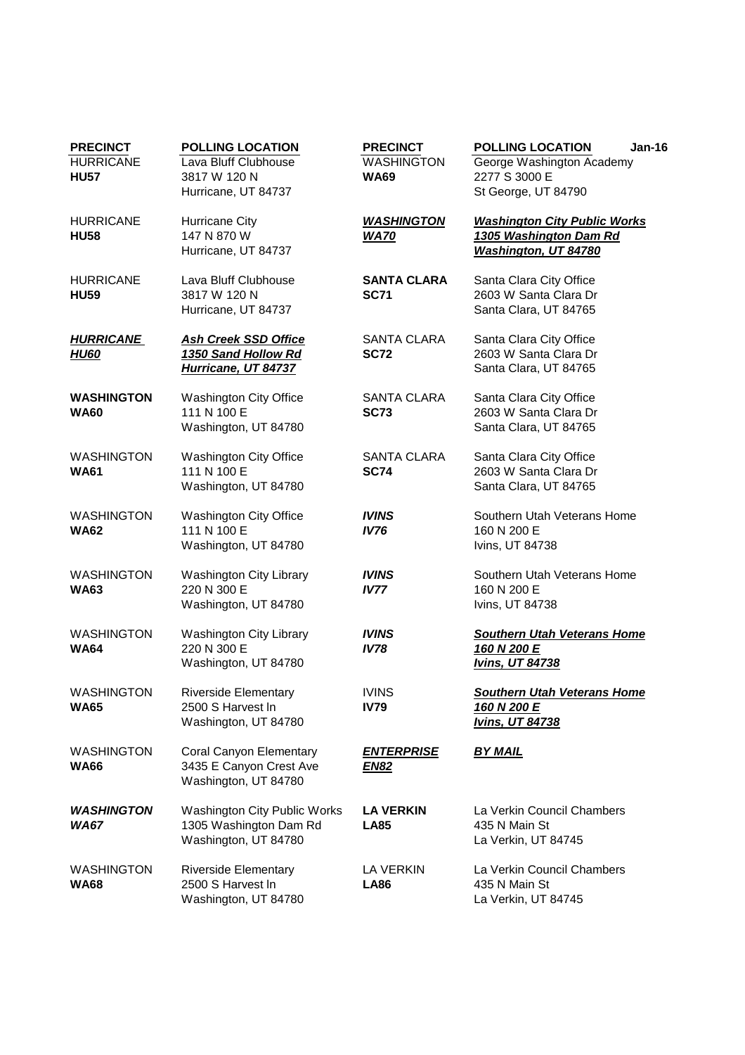| PRECINCT | POLLING LOCATION | PRECINCT | POLLING LOCATION Jan-16 |
|---|---|---|---|
| HURRICANE **HU57** | Lava Bluff Clubhouse 3817 W 120 N Hurricane, UT 84737 | WASHINGTON **WA69** | George Washington Academy 2277 S 3000 E St George, UT 84790 |
| HURRICANE **HU58** | Hurricane City 147 N 870 W Hurricane, UT 84737 | ***WASHINGTON WA70*** | ***Washington City Public Works 1305 Washington Dam Rd Washington, UT 84780*** |
| HURRICANE **HU59** | Lava Bluff Clubhouse 3817 W 120 N Hurricane, UT 84737 | **SANTA CLARA SC71** | Santa Clara City Office 2603 W Santa Clara Dr Santa Clara, UT 84765 |
| ***HURRICANE HU60*** | ***Ash Creek SSD Office 1350 Sand Hollow Rd Hurricane, UT 84737*** | SANTA CLARA **SC72** | Santa Clara City Office 2603 W Santa Clara Dr Santa Clara, UT 84765 |
| **WASHINGTON WA60** | Washington City Office 111 N 100 E Washington, UT 84780 | SANTA CLARA **SC73** | Santa Clara City Office 2603 W Santa Clara Dr Santa Clara, UT 84765 |
| WASHINGTON **WA61** | Washington City Office 111 N 100 E Washington, UT 84780 | SANTA CLARA **SC74** | Santa Clara City Office 2603 W Santa Clara Dr Santa Clara, UT 84765 |
| WASHINGTON **WA62** | Washington City Office 111 N 100 E Washington, UT 84780 | ***IVINS IV76*** | Southern Utah Veterans Home 160 N 200 E Ivins, UT 84738 |
| WASHINGTON **WA63** | Washington City Library 220 N 300 E Washington, UT 84780 | ***IVINS IV77*** | Southern Utah Veterans Home 160 N 200 E Ivins, UT 84738 |
| WASHINGTON **WA64** | Washington City Library 220 N 300 E Washington, UT 84780 | ***IVINS IV78*** | ***Southern Utah Veterans Home 160 N 200 E Ivins, UT 84738*** |
| WASHINGTON **WA65** | Riverside Elementary 2500 S Harvest ln Washington, UT 84780 | IVINS **IV79** | ***Southern Utah Veterans Home 160 N 200 E Ivins, UT 84738*** |
| WASHINGTON **WA66** | Coral Canyon Elementary 3435 E Canyon Crest Ave Washington, UT 84780 | ***ENTERPRISE EN82*** | ***BY MAIL*** |
| ***WASHINGTON WA67*** | Washington City Public Works 1305 Washington Dam Rd Washington, UT 84780 | **LA VERKIN LA85** | La Verkin Council Chambers 435 N Main St La Verkin, UT 84745 |
| WASHINGTON **WA68** | Riverside Elementary 2500 S Harvest ln Washington, UT 84780 | LA VERKIN **LA86** | La Verkin Council Chambers 435 N Main St La Verkin, UT 84745 |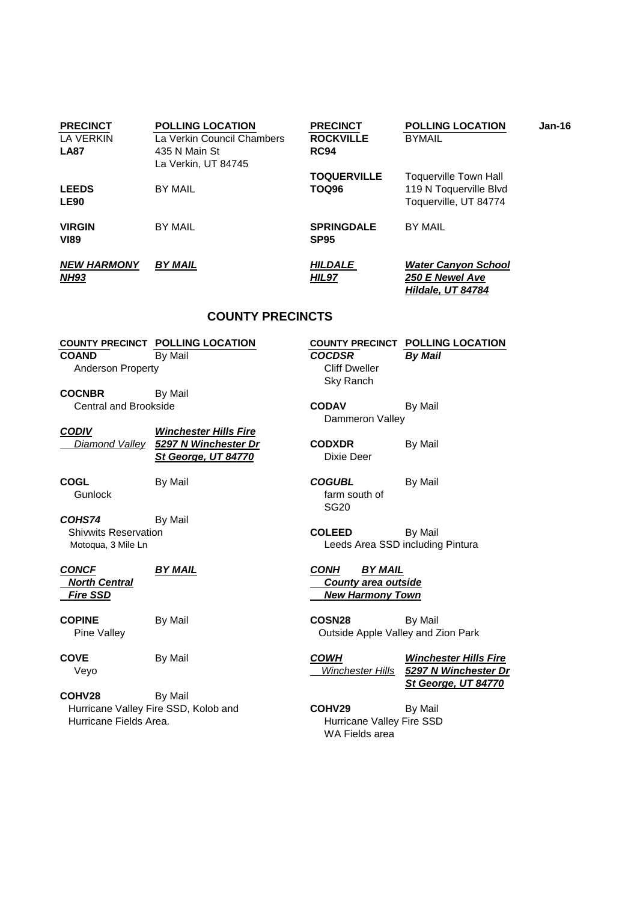| PRECINCT | POLLING LOCATION | PRECINCT | POLLING LOCATION |
|---|---|---|---|
| LA VERKIN **LA87** | La Verkin Council Chambers 435 N Main St La Verkin, UT 84745 | **ROCKVILLE RC94** | BYMAIL |
| **LEEDS LE90** | BY MAIL | **TOQUERVILLE TOQ96** | Toquerville Town Hall 119 N Toquerville Blvd Toquerville, UT 84774 |
| **VIRGIN VI89** | BY MAIL | **SPRINGDALE SP95** | BY MAIL |
| ***NEW HARMONY NH93*** | ***BY MAIL*** | ***HILDALE HIL97*** | ***Water Canyon School 250 E Newel Ave Hildale, UT 84784*** |

Jan-16

## COUNTY PRECINCTS

| COUNTY PRECINCT | POLLING LOCATION | COUNTY PRECINCT | POLLING LOCATION |
|---|---|---|---|
| **COAND** Anderson Property | By Mail | ***COCDSR*** Cliff Dweller Sky Ranch | ***By Mail*** |
| **COCNBR** Central and Brookside | By Mail | **CODAV** Dammeron Valley | By Mail |
| ***CODIV*** *Diamond Valley* | ***Winchester Hills Fire 5297 N Winchester Dr St George, UT 84770*** | **CODXDR** Dixie Deer | By Mail |
| **COGL** Gunlock | By Mail | ***COGUBL*** farm south of SG20 | By Mail |
| ***COHS74*** Shivwits Reservation Motoqua, 3 Mile Ln | By Mail | **COLEED** Leeds Area SSD including Pintura | By Mail |
| ***CONCF North Central Fire SSD*** | ***BY MAIL*** | ***CONH County area outside New Harmony Town*** | ***BY MAIL*** |
| **COPINE** Pine Valley | By Mail | **COSN28** Outside Apple Valley and Zion Park | By Mail |
| **COVE** Veyo | By Mail | ***COWH*** *Winchester Hills* | ***Winchester Hills Fire 5297 N Winchester Dr St George, UT 84770*** |
| **COHV28** Hurricane Valley Fire SSD, Kolob and Hurricane Fields Area. | By Mail | **COHV29** Hurricane Valley Fire SSD WA Fields area | By Mail |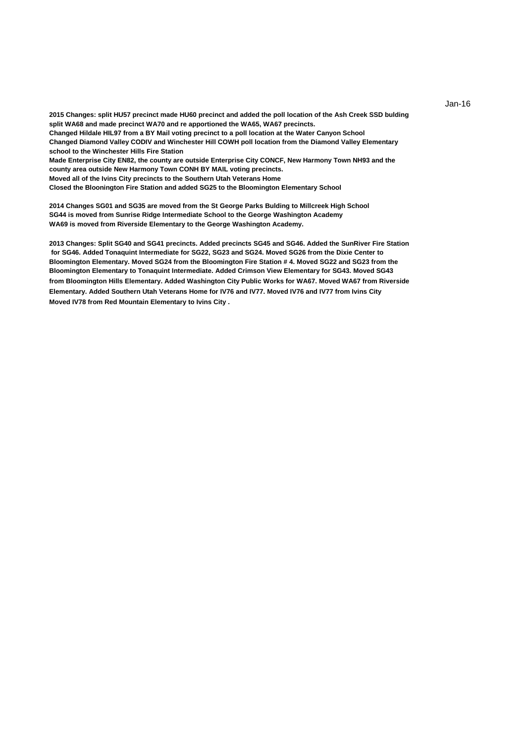Jan-16

**2015 Changes: split HU57 precinct made HU60 precinct and added the poll location of the Ash Creek SSD bulding split WA68 and made precinct WA70 and re apportioned the WA65, WA67 precincts.**
**Changed Hildale HIL97 from a BY Mail voting precinct to a poll location at the Water Canyon School**
**Changed Diamond Valley CODIV and Winchester Hill COWH poll location from the Diamond Valley Elementary school to the Winchester Hills Fire Station**
**Made Enterprise City EN82, the county are outside Enterprise City CONCF, New Harmony Town NH93 and the county area outside New Harmony Town CONH BY MAIL voting precincts.**
**Moved all of the Ivins City precincts to the Southern Utah Veterans Home**
**Closed the Bloonington Fire Station and added SG25 to the Bloomington Elementary School**

**2014 Changes SG01 and SG35 are moved from the St George Parks Bulding to Millcreek High School**
**SG44 is moved from Sunrise Ridge Intermediate School to the George Washington Academy**
**WA69 is moved from Riverside Elementary to the George Washington Academy.**

**2013 Changes: Split SG40 and SG41 precincts. Added precincts SG45 and SG46. Added the SunRiver Fire Station for SG46. Added Tonaquint Intermediate for SG22, SG23 and SG24. Moved SG26 from the Dixie Center to Bloomington Elementary. Moved SG24 from the Bloomington Fire Station # 4. Moved SG22 and SG23 from the Bloomington Elementary to Tonaquint Intermediate. Added Crimson View Elementary for SG43. Moved SG43 from Bloomington Hills Elementary. Added Washington City Public Works for WA67. Moved WA67 from Riverside Elementary. Added Southern Utah Veterans Home for IV76 and IV77. Moved IV76 and IV77 from Ivins City Moved IV78 from Red Mountain Elementary to Ivins City .**